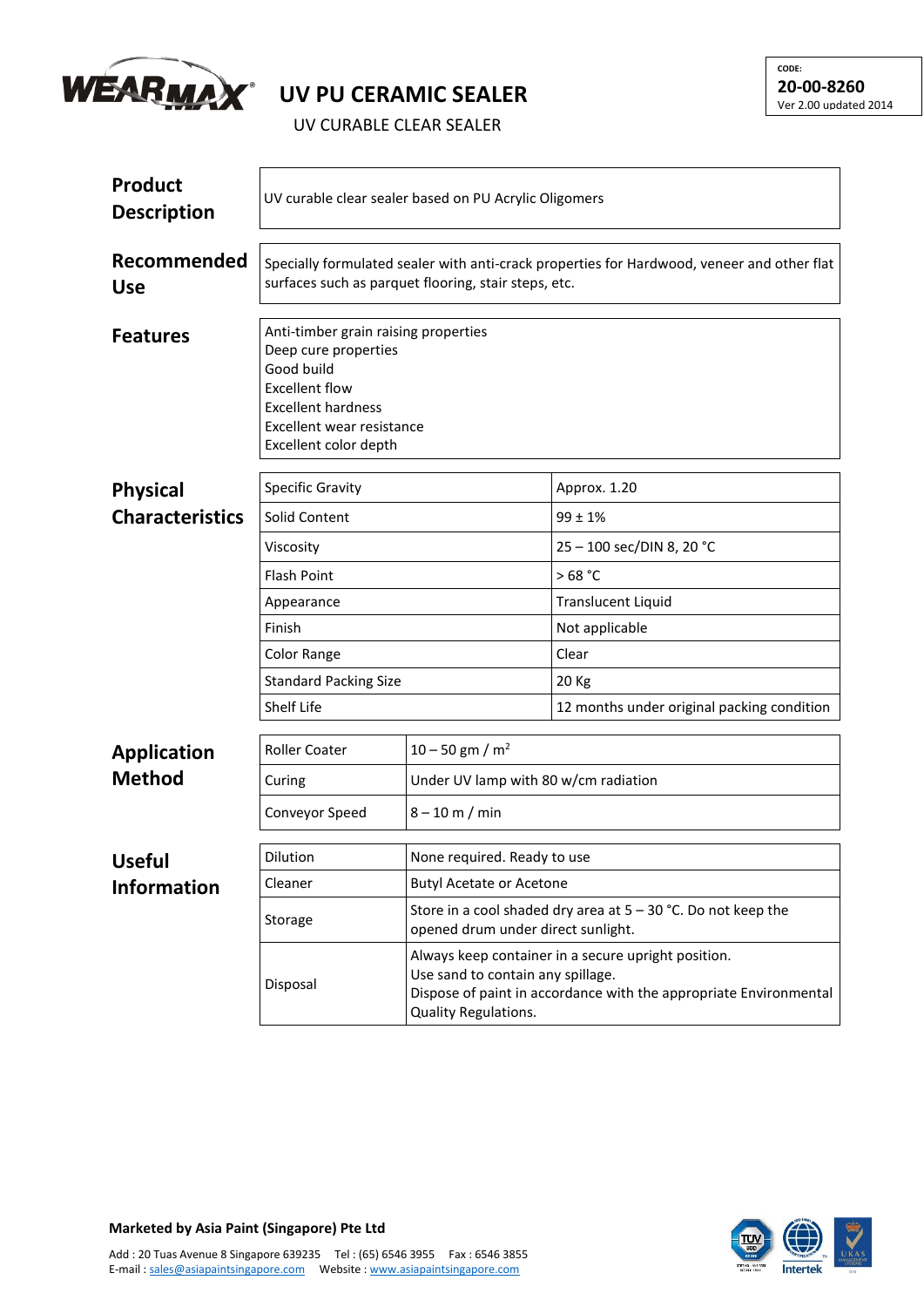WEARMAX®

# UV PU CERAMIC SEALER

UV CURABLE CLEAR SEALER

CODE:
**20-00-8260**
Ver 2.00 updated 2014

## Product Description

UV curable clear sealer based on PU Acrylic Oligomers

## Recommended Use

Specially formulated sealer with anti-crack properties for Hardwood, veneer and other flat surfaces such as parquet flooring, stair steps, etc.

## Features

Anti-timber grain raising properties
Deep cure properties
Good build
Excellent flow
Excellent hardness
Excellent wear resistance
Excellent color depth

## Physical Characteristics

| | |
|---|---|
| Specific Gravity | Approx. 1.20 |
| Solid Content | 99 ± 1% |
| Viscosity | 25 – 100 sec/DIN 8, 20 °C |
| Flash Point | > 68 °C |
| Appearance | Translucent Liquid |
| Finish | Not applicable |
| Color Range | Clear |
| Standard Packing Size | 20 Kg |
| Shelf Life | 12 months under original packing condition |

## Application Method

| | |
|---|---|
| Roller Coater | 10 – 50 gm / $m^2$ |
| Curing | Under UV lamp with 80 w/cm radiation |
| Conveyor Speed | 8 – 10 m / min |

## Useful Information

| | |
|---|---|
| Dilution | None required. Ready to use |
| Cleaner | Butyl Acetate or Acetone |
| Storage | Store in a cool shaded dry area at 5 – 30 °C. Do not keep the opened drum under direct sunlight. |
| Disposal | Always keep container in a secure upright position.<br>Use sand to contain any spillage.<br>Dispose of paint in accordance with the appropriate Environmental Quality Regulations. |

**Marketed by Asia Paint (Singapore) Pte Ltd**

Add : 20 Tuas Avenue 8 Singapore 639235 Tel : (65) 6546 3955 Fax : 6546 3855
E-mail : sales@asiapaintsingapore.com Website : www.asiapaintsingapore.com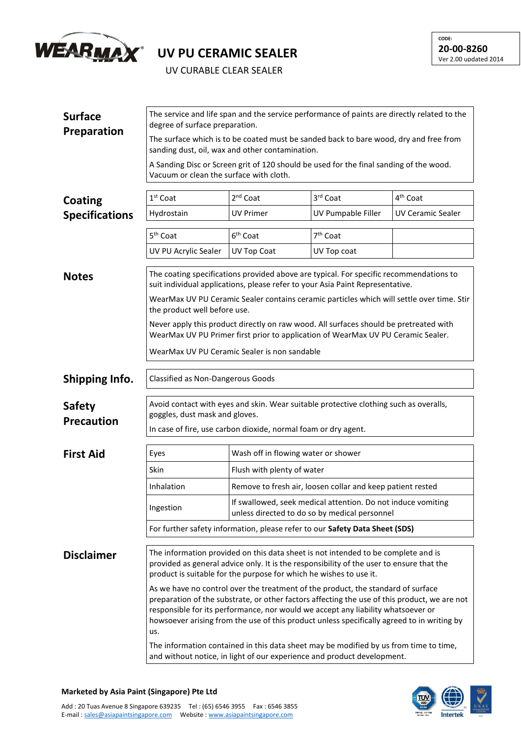# UV PU CERAMIC SEALER

UV CURABLE CLEAR SEALER

CODE:
**20-00-8260**
Ver 2.00 updated 2014

## Surface Preparation

The service and life span and the service performance of paints are directly related to the degree of surface preparation.

The surface which is to be coated must be sanded back to bare wood, dry and free from sanding dust, oil, wax and other contamination.

A Sanding Disc or Screen grit of 120 should be used for the final sanding of the wood. Vacuum or clean the surface with cloth.

## Coating Specifications

| 1st Coat | 2nd Coat | 3rd Coat | 4th Coat |
|---|---|---|---|
| Hydrostain | UV Primer | UV Pumpable Filler | UV Ceramic Sealer |

| 5th Coat | 6th Coat | 7th Coat | |
|---|---|---|---|
| UV PU Acrylic Sealer | UV Top Coat | UV Top coat | |

## Notes

The coating specifications provided above are typical. For specific recommendations to suit individual applications, please refer to your Asia Paint Representative.

WearMax UV PU Ceramic Sealer contains ceramic particles which will settle over time. Stir the product well before use.

Never apply this product directly on raw wood. All surfaces should be pretreated with WearMax UV PU Primer first prior to application of WearMax UV PU Ceramic Sealer.

WearMax UV PU Ceramic Sealer is non sandable

## Shipping Info.

Classified as Non-Dangerous Goods

## Safety Precaution

Avoid contact with eyes and skin. Wear suitable protective clothing such as overalls, goggles, dust mask and gloves.

In case of fire, use carbon dioxide, normal foam or dry agent.

## First Aid

| | |
|---|---|
| Eyes | Wash off in flowing water or shower |
| Skin | Flush with plenty of water |
| Inhalation | Remove to fresh air, loosen collar and keep patient rested |
| Ingestion | If swallowed, seek medical attention. Do not induce vomiting unless directed to do so by medical personnel |

For further safety information, please refer to our **Safety Data Sheet (SDS)**

## Disclaimer

The information provided on this data sheet is not intended to be complete and is provided as general advice only. It is the responsibility of the user to ensure that the product is suitable for the purpose for which he wishes to use it.

As we have no control over the treatment of the product, the standard of surface preparation of the substrate, or other factors affecting the use of this product, we are not responsible for its performance, nor would we accept any liability whatsoever or howsoever arising from the use of this product unless specifically agreed to in writing by us.

The information contained in this data sheet may be modified by us from time to time, and without notice, in light of our experience and product development.

**Marketed by Asia Paint (Singapore) Pte Ltd**

Add : 20 Tuas Avenue 8 Singapore 639235 Tel : (65) 6546 3955 Fax : 6546 3855
E-mail : sales@asiapaintsingapore.com Website : www.asiapaintsingapore.com